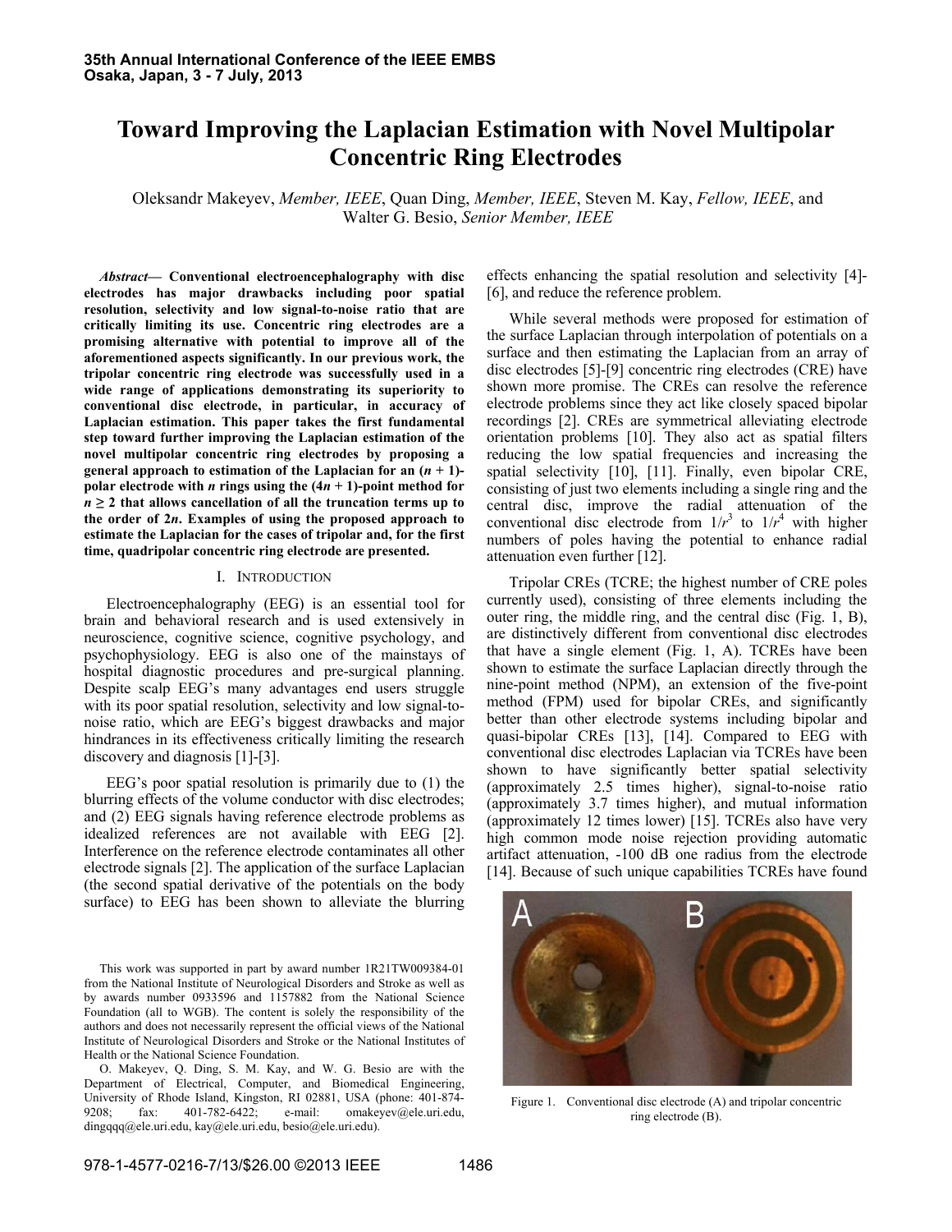# Toward Improving the Laplacian Estimation with Novel Multipolar Concentric Ring Electrodes

Oleksandr Makeyev, *Member, IEEE*, Quan Ding, *Member, IEEE*, Steven M. Kay, *Fellow, IEEE*, and Walter G. Besio, *Senior Member, IEEE*

***Abstract*— Conventional electroencephalography with disc electrodes has major drawbacks including poor spatial resolution, selectivity and low signal-to-noise ratio that are critically limiting its use. Concentric ring electrodes are a promising alternative with potential to improve all of the aforementioned aspects significantly. In our previous work, the tripolar concentric ring electrode was successfully used in a wide range of applications demonstrating its superiority to conventional disc electrode, in particular, in accuracy of Laplacian estimation. This paper takes the first fundamental step toward further improving the Laplacian estimation of the novel multipolar concentric ring electrodes by proposing a general approach to estimation of the Laplacian for an ($n$ + 1)-polar electrode with $n$ rings using the ($4n$ + 1)-point method for $n \geq 2$ that allows cancellation of all the truncation terms up to the order of $2n$. Examples of using the proposed approach to estimate the Laplacian for the cases of tripolar and, for the first time, quadripolar concentric ring electrode are presented.**

## I. Introduction

Electroencephalography (EEG) is an essential tool for brain and behavioral research and is used extensively in neuroscience, cognitive science, cognitive psychology, and psychophysiology. EEG is also one of the mainstays of hospital diagnostic procedures and pre-surgical planning. Despite scalp EEG's many advantages end users struggle with its poor spatial resolution, selectivity and low signal-to-noise ratio, which are EEG's biggest drawbacks and major hindrances in its effectiveness critically limiting the research discovery and diagnosis [1]-[3].

EEG's poor spatial resolution is primarily due to (1) the blurring effects of the volume conductor with disc electrodes; and (2) EEG signals having reference electrode problems as idealized references are not available with EEG [2]. Interference on the reference electrode contaminates all other electrode signals [2]. The application of the surface Laplacian (the second spatial derivative of the potentials on the body surface) to EEG has been shown to alleviate the blurring effects enhancing the spatial resolution and selectivity [4]-[6], and reduce the reference problem.

While several methods were proposed for estimation of the surface Laplacian through interpolation of potentials on a surface and then estimating the Laplacian from an array of disc electrodes [5]-[9] concentric ring electrodes (CRE) have shown more promise. The CREs can resolve the reference electrode problems since they act like closely spaced bipolar recordings [2]. CREs are symmetrical alleviating electrode orientation problems [10]. They also act as spatial filters reducing the low spatial frequencies and increasing the spatial selectivity [10], [11]. Finally, even bipolar CRE, consisting of just two elements including a single ring and the central disc, improve the radial attenuation of the conventional disc electrode from $1/r^3$ to $1/r^4$ with higher numbers of poles having the potential to enhance radial attenuation even further [12].

Tripolar CREs (TCRE; the highest number of CRE poles currently used), consisting of three elements including the outer ring, the middle ring, and the central disc (Fig. 1, B), are distinctively different from conventional disc electrodes that have a single element (Fig. 1, A). TCREs have been shown to estimate the surface Laplacian directly through the nine-point method (NPM), an extension of the five-point method (FPM) used for bipolar CREs, and significantly better than other electrode systems including bipolar and quasi-bipolar CREs [13], [14]. Compared to EEG with conventional disc electrodes Laplacian via TCREs have been shown to have significantly better spatial selectivity (approximately 2.5 times higher), signal-to-noise ratio (approximately 3.7 times higher), and mutual information (approximately 12 times lower) [15]. TCREs also have very high common mode noise rejection providing automatic artifact attenuation, -100 dB one radius from the electrode [14]. Because of such unique capabilities TCREs have found

Figure 1. Conventional disc electrode (A) and tripolar concentric ring electrode (B).

This work was supported in part by award number 1R21TW009384-01 from the National Institute of Neurological Disorders and Stroke as well as by awards number 0933596 and 1157882 from the National Science Foundation (all to WGB). The content is solely the responsibility of the authors and does not necessarily represent the official views of the National Institute of Neurological Disorders and Stroke or the National Institutes of Health or the National Science Foundation.

O. Makeyev, Q. Ding, S. M. Kay, and W. G. Besio are with the Department of Electrical, Computer, and Biomedical Engineering, University of Rhode Island, Kingston, RI 02881, USA (phone: 401-874-9208; fax: 401-782-6422; e-mail: omakeyev@ele.uri.edu, dingqqq@ele.uri.edu, kay@ele.uri.edu, besio@ele.uri.edu).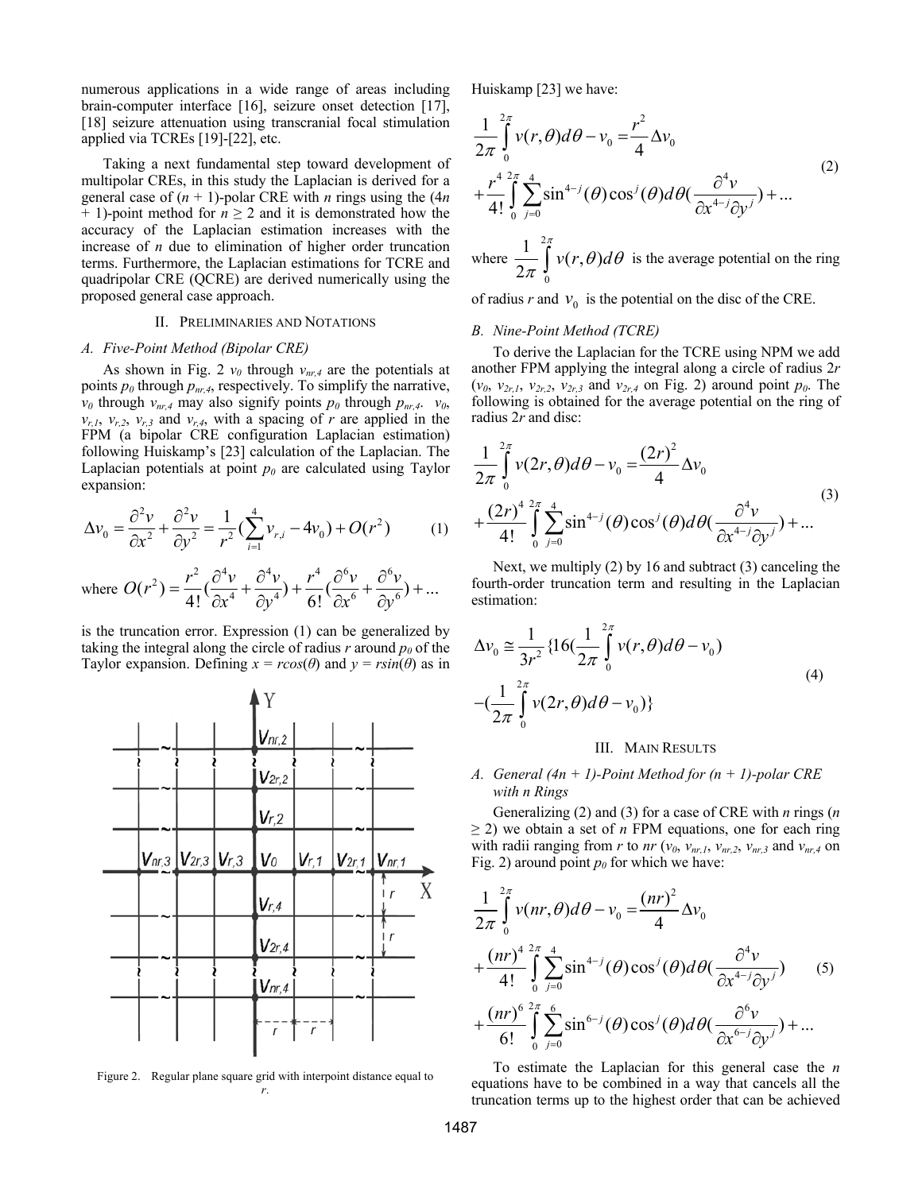numerous applications in a wide range of areas including brain-computer interface [16], seizure onset detection [17], [18] seizure attenuation using transcranial focal stimulation applied via TCREs [19]-[22], etc.

Taking a next fundamental step toward development of multipolar CREs, in this study the Laplacian is derived for a general case of ($n$ + 1)-polar CRE with $n$ rings using the (4$n$ + 1)-point method for $n \geq 2$ and it is demonstrated how the accuracy of the Laplacian estimation increases with the increase of $n$ due to elimination of higher order truncation terms. Furthermore, the Laplacian estimations for TCRE and quadripolar CRE (QCRE) are derived numerically using the proposed general case approach.

## II. Preliminaries and Notations

### A. Five-Point Method (Bipolar CRE)

As shown in Fig. 2 $v_0$ through $v_{nr,4}$ are the potentials at points $p_0$ through $p_{nr,4}$, respectively. To simplify the narrative, $v_0$ through $v_{nr,4}$ may also signify points $p_0$ through $p_{nr,4}$. $v_0$, $v_{r,1}$, $v_{r,2}$, $v_{r,3}$ and $v_{r,4}$, with a spacing of $r$ are applied in the FPM (a bipolar CRE configuration Laplacian estimation) following Huiskamp's [23] calculation of the Laplacian. The Laplacian potentials at point $p_0$ are calculated using Taylor expansion:

$$\Delta v_0 = \frac{\partial^2 v}{\partial x^2} + \frac{\partial^2 v}{\partial y^2} = \frac{1}{r^2}\left(\sum_{i=1}^{4} v_{r,i} - 4v_0\right) + O(r^2) \quad (1)$$

where $O(r^2) = \frac{r^2}{4!}\left(\frac{\partial^4 v}{\partial x^4} + \frac{\partial^4 v}{\partial y^4}\right) + \frac{r^4}{6!}\left(\frac{\partial^6 v}{\partial x^6} + \frac{\partial^6 v}{\partial y^6}\right) + \ldots$

is the truncation error. Expression (1) can be generalized by taking the integral along the circle of radius $r$ around $p_0$ of the Taylor expansion. Defining $x = r\cos(\theta)$ and $y = r\sin(\theta)$ as in Huiskamp [23] we have:

$$\frac{1}{2\pi}\int_0^{2\pi} v(r,\theta)d\theta - v_0 = \frac{r^2}{4}\Delta v_0 + \frac{r^4}{4!}\int_0^{2\pi}\sum_{j=0}^{4}\sin^{4-j}(\theta)\cos^{j}(\theta)d\theta\left(\frac{\partial^4 v}{\partial x^{4-j}\partial y^{j}}\right) + \ldots \quad (2)$$

where $\frac{1}{2\pi}\int_0^{2\pi} v(r,\theta)d\theta$ is the average potential on the ring of radius $r$ and $v_0$ is the potential on the disc of the CRE.

Figure 2. Regular plane square grid with interpoint distance equal to $r$.

### B. Nine-Point Method (TCRE)

To derive the Laplacian for the TCRE using NPM we add another FPM applying the integral along a circle of radius $2r$ ($v_0$, $v_{2r,1}$, $v_{2r,2}$, $v_{2r,3}$ and $v_{2r,4}$ on Fig. 2) around point $p_0$. The following is obtained for the average potential on the ring of radius $2r$ and disc:

$$\frac{1}{2\pi}\int_0^{2\pi} v(2r,\theta)d\theta - v_0 = \frac{(2r)^2}{4}\Delta v_0 + \frac{(2r)^4}{4!}\int_0^{2\pi}\sum_{j=0}^{4}\sin^{4-j}(\theta)\cos^{j}(\theta)d\theta\left(\frac{\partial^4 v}{\partial x^{4-j}\partial y^{j}}\right) + \ldots \quad (3)$$

Next, we multiply (2) by 16 and subtract (3) canceling the fourth-order truncation term and resulting in the Laplacian estimation:

$$\Delta v_0 \cong \frac{1}{3r^2}\left\{16\left(\frac{1}{2\pi}\int_0^{2\pi} v(r,\theta)d\theta - v_0\right) - \left(\frac{1}{2\pi}\int_0^{2\pi} v(2r,\theta)d\theta - v_0\right)\right\} \quad (4)$$

## III. Main Results

### A. General (4n + 1)-Point Method for (n + 1)-polar CRE with n Rings

Generalizing (2) and (3) for a case of CRE with $n$ rings ($n \geq 2$) we obtain a set of $n$ FPM equations, one for each ring with radii ranging from $r$ to $nr$ ($v_0$, $v_{nr,1}$, $v_{nr,2}$, $v_{nr,3}$ and $v_{nr,4}$ on Fig. 2) around point $p_0$ for which we have:

$$\frac{1}{2\pi}\int_0^{2\pi} v(nr,\theta)d\theta - v_0 = \frac{(nr)^2}{4}\Delta v_0 + \frac{(nr)^4}{4!}\int_0^{2\pi}\sum_{j=0}^{4}\sin^{4-j}(\theta)\cos^{j}(\theta)d\theta\left(\frac{\partial^4 v}{\partial x^{4-j}\partial y^{j}}\right) + \frac{(nr)^6}{6!}\int_0^{2\pi}\sum_{j=0}^{6}\sin^{6-j}(\theta)\cos^{j}(\theta)d\theta\left(\frac{\partial^6 v}{\partial x^{6-j}\partial y^{j}}\right) + \ldots \quad (5)$$

To estimate the Laplacian for this general case the $n$ equations have to be combined in a way that cancels all the truncation terms up to the highest order that can be achieved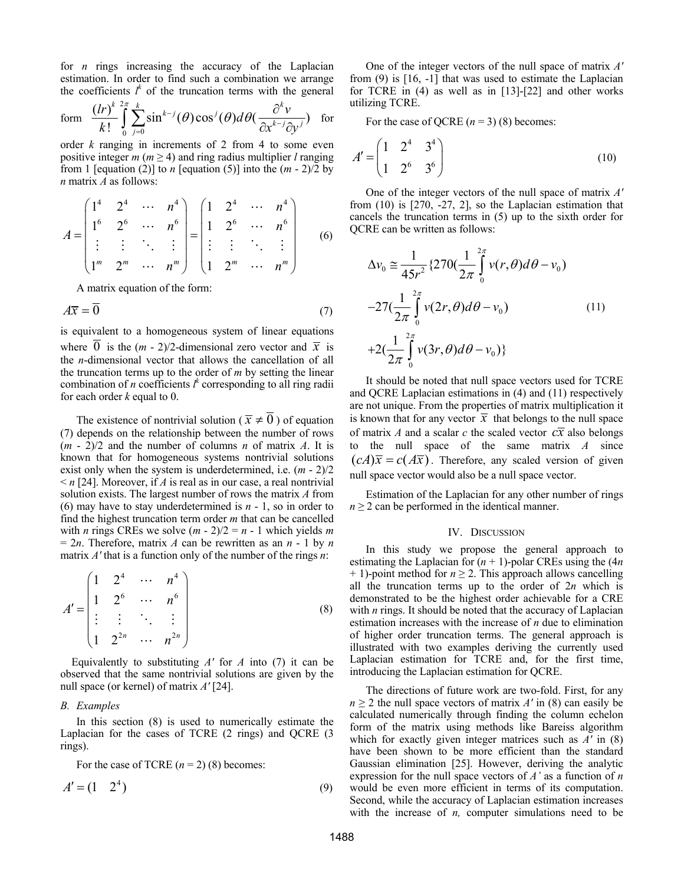for $n$ rings increasing the accuracy of the Laplacian estimation. In order to find such a combination we arrange the coefficients $l^k$ of the truncation terms with the general form $\frac{(lr)^k}{k!}\int_0^{2\pi}\sum_{j=0}^{k}\sin^{k-j}(\theta)\cos^j(\theta)d\theta(\frac{\partial^k v}{\partial x^{k-j}\partial y^j})$ for order $k$ ranging in increments of 2 from 4 to some even positive integer $m$ ($m \geq 4$) and ring radius multiplier $l$ ranging from 1 [equation (2)] to $n$ [equation (5)] into the $(m - 2)/2$ by $n$ matrix $A$ as follows:

$$A = \begin{pmatrix} 1^4 & 2^4 & \cdots & n^4 \\ 1^6 & 2^6 & \cdots & n^6 \\ \vdots & \vdots & \ddots & \vdots \\ 1^m & 2^m & \cdots & n^m \end{pmatrix} = \begin{pmatrix} 1 & 2^4 & \cdots & n^4 \\ 1 & 2^6 & \cdots & n^6 \\ \vdots & \vdots & \ddots & \vdots \\ 1 & 2^m & \cdots & n^m \end{pmatrix} \tag{6}$$

A matrix equation of the form:

$$A\overline{x} = \overline{0} \tag{7}$$

is equivalent to a homogeneous system of linear equations where $\overline{0}$ is the $(m - 2)/2$-dimensional zero vector and $\overline{x}$ is the $n$-dimensional vector that allows the cancellation of all the truncation terms up to the order of $m$ by setting the linear combination of $n$ coefficients $l^k$ corresponding to all ring radii for each order $k$ equal to 0.

The existence of nontrivial solution ($\overline{x} \neq \overline{0}$) of equation (7) depends on the relationship between the number of rows $(m - 2)/2$ and the number of columns $n$ of matrix $A$. It is known that for homogeneous systems nontrivial solutions exist only when the system is underdetermined, i.e. $(m - 2)/2 < n$ [24]. Moreover, if $A$ is real as in our case, a real nontrivial solution exists. The largest number of rows the matrix $A$ from (6) may have to stay underdetermined is $n - 1$, so in order to find the highest truncation term order $m$ that can be cancelled with $n$ rings CREs we solve $(m - 2)/2 = n - 1$ which yields $m = 2n$. Therefore, matrix $A$ can be rewritten as an $n - 1$ by $n$ matrix $A'$ that is a function only of the number of the rings $n$:

$$A' = \begin{pmatrix} 1 & 2^4 & \cdots & n^4 \\ 1 & 2^6 & \cdots & n^6 \\ \vdots & \vdots & \ddots & \vdots \\ 1 & 2^{2n} & \cdots & n^{2n} \end{pmatrix} \tag{8}$$

Equivalently to substituting $A'$ for $A$ into (7) it can be observed that the same nontrivial solutions are given by the null space (or kernel) of matrix $A'$ [24].

### B. Examples

In this section (8) is used to numerically estimate the Laplacian for the cases of TCRE (2 rings) and QCRE (3 rings).

For the case of TCRE ($n = 2$) (8) becomes:

$$A' = \begin{pmatrix} 1 & 2^4 \end{pmatrix} \tag{9}$$

One of the integer vectors of the null space of matrix $A'$ from (9) is [16, -1] that was used to estimate the Laplacian for TCRE in (4) as well as in [13]-[22] and other works utilizing TCRE.

For the case of QCRE ($n = 3$) (8) becomes:

$$A' = \begin{pmatrix} 1 & 2^4 & 3^4 \\ 1 & 2^6 & 3^6 \end{pmatrix} \tag{10}$$

One of the integer vectors of the null space of matrix $A'$ from (10) is [270, -27, 2], so the Laplacian estimation that cancels the truncation terms in (5) up to the sixth order for QCRE can be written as follows:

$$\Delta v_0 \cong \frac{1}{45r^2}\{270(\frac{1}{2\pi}\int_0^{2\pi} v(r,\theta)d\theta - v_0) - 27(\frac{1}{2\pi}\int_0^{2\pi} v(2r,\theta)d\theta - v_0) + 2(\frac{1}{2\pi}\int_0^{2\pi} v(3r,\theta)d\theta - v_0)\} \tag{11}$$

It should be noted that null space vectors used for TCRE and QCRE Laplacian estimations in (4) and (11) respectively are not unique. From the properties of matrix multiplication it is known that for any vector $\overline{x}$ that belongs to the null space of matrix $A$ and a scalar $c$ the scaled vector $c\overline{x}$ also belongs to the null space of the same matrix $A$ since $(cA)\overline{x} = c(A\overline{x})$. Therefore, any scaled version of given null space vector would also be a null space vector.

Estimation of the Laplacian for any other number of rings $n \geq 2$ can be performed in the identical manner.

## IV. Discussion

In this study we propose the general approach to estimating the Laplacian for $(n + 1)$-polar CREs using the $(4n + 1)$-point method for $n \geq 2$. This approach allows cancelling all the truncation terms up to the order of $2n$ which is demonstrated to be the highest order achievable for a CRE with $n$ rings. It should be noted that the accuracy of Laplacian estimation increases with the increase of $n$ due to elimination of higher order truncation terms. The general approach is illustrated with two examples deriving the currently used Laplacian estimation for TCRE and, for the first time, introducing the Laplacian estimation for QCRE.

The directions of future work are two-fold. First, for any $n \geq 2$ the null space vectors of matrix $A'$ in (8) can easily be calculated numerically through finding the column echelon form of the matrix using methods like Bareiss algorithm which for exactly given integer matrices such as $A'$ in (8) have been shown to be more efficient than the standard Gaussian elimination [25]. However, deriving the analytic expression for the null space vectors of $A'$ as a function of $n$ would be even more efficient in terms of its computation. Second, while the accuracy of Laplacian estimation increases with the increase of $n$, computer simulations need to be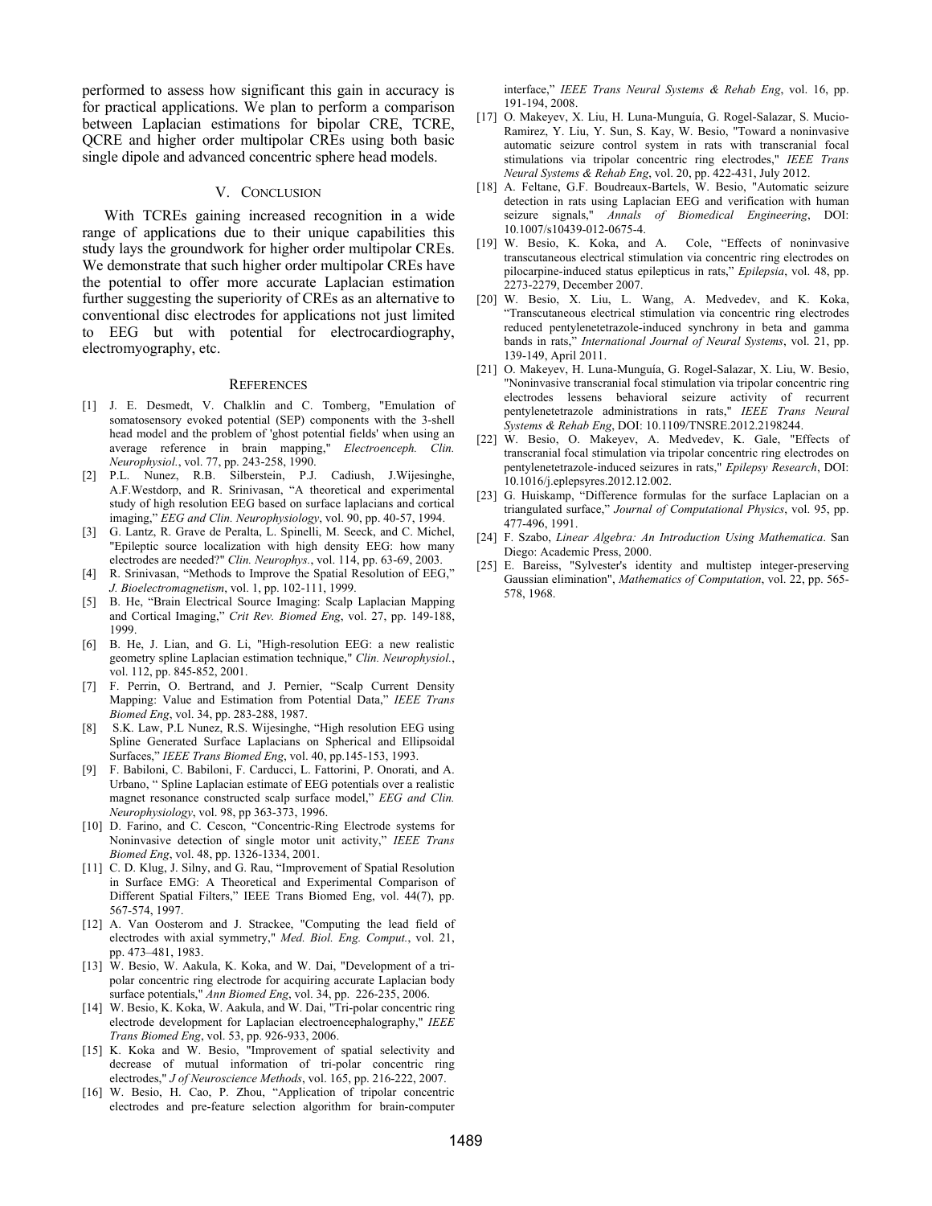performed to assess how significant this gain in accuracy is for practical applications. We plan to perform a comparison between Laplacian estimations for bipolar CRE, TCRE, QCRE and higher order multipolar CREs using both basic single dipole and advanced concentric sphere head models.

## V. Conclusion

With TCREs gaining increased recognition in a wide range of applications due to their unique capabilities this study lays the groundwork for higher order multipolar CREs. We demonstrate that such higher order multipolar CREs have the potential to offer more accurate Laplacian estimation further suggesting the superiority of CREs as an alternative to conventional disc electrodes for applications not just limited to EEG but with potential for electrocardiography, electromyography, etc.

## References

[1] J. E. Desmedt, V. Chalklin and C. Tomberg, "Emulation of somatosensory evoked potential (SEP) components with the 3-shell head model and the problem of 'ghost potential fields' when using an average reference in brain mapping," *Electroenceph. Clin. Neurophysiol.*, vol. 77, pp. 243-258, 1990.

[2] P.L. Nunez, R.B. Silberstein, P.J. Cadiush, J.Wijesinghe, A.F.Westdorp, and R. Srinivasan, "A theoretical and experimental study of high resolution EEG based on surface laplacians and cortical imaging," *EEG and Clin. Neurophysiology*, vol. 90, pp. 40-57, 1994.

[3] G. Lantz, R. Grave de Peralta, L. Spinelli, M. Seeck, and C. Michel, "Epileptic source localization with high density EEG: how many electrodes are needed?" *Clin. Neurophys.*, vol. 114, pp. 63-69, 2003.

[4] R. Srinivasan, "Methods to Improve the Spatial Resolution of EEG," *J. Bioelectromagnetism*, vol. 1, pp. 102-111, 1999.

[5] B. He, "Brain Electrical Source Imaging: Scalp Laplacian Mapping and Cortical Imaging," *Crit Rev. Biomed Eng*, vol. 27, pp. 149-188, 1999.

[6] B. He, J. Lian, and G. Li, "High-resolution EEG: a new realistic geometry spline Laplacian estimation technique," *Clin. Neurophysiol.*, vol. 112, pp. 845-852, 2001.

[7] F. Perrin, O. Bertrand, and J. Pernier, "Scalp Current Density Mapping: Value and Estimation from Potential Data," *IEEE Trans Biomed Eng*, vol. 34, pp. 283-288, 1987.

[8] S.K. Law, P.L Nunez, R.S. Wijesinghe, "High resolution EEG using Spline Generated Surface Laplacians on Spherical and Ellipsoidal Surfaces," *IEEE Trans Biomed Eng*, vol. 40, pp.145-153, 1993.

[9] F. Babiloni, C. Babiloni, F. Carducci, L. Fattorini, P. Onorati, and A. Urbano, " Spline Laplacian estimate of EEG potentials over a realistic magnet resonance constructed scalp surface model," *EEG and Clin. Neurophysiology*, vol. 98, pp 363-373, 1996.

[10] D. Farino, and C. Cescon, "Concentric-Ring Electrode systems for Noninvasive detection of single motor unit activity," *IEEE Trans Biomed Eng*, vol. 48, pp. 1326-1334, 2001.

[11] C. D. Klug, J. Silny, and G. Rau, "Improvement of Spatial Resolution in Surface EMG: A Theoretical and Experimental Comparison of Different Spatial Filters," IEEE Trans Biomed Eng, vol. 44(7), pp. 567-574, 1997.

[12] A. Van Oosterom and J. Strackee, "Computing the lead field of electrodes with axial symmetry," *Med. Biol. Eng. Comput.*, vol. 21, pp. 473–481, 1983.

[13] W. Besio, W. Aakula, K. Koka, and W. Dai, "Development of a tri-polar concentric ring electrode for acquiring accurate Laplacian body surface potentials," *Ann Biomed Eng*, vol. 34, pp. 226-235, 2006.

[14] W. Besio, K. Koka, W. Aakula, and W. Dai, "Tri-polar concentric ring electrode development for Laplacian electroencephalography," *IEEE Trans Biomed Eng*, vol. 53, pp. 926-933, 2006.

[15] K. Koka and W. Besio, "Improvement of spatial selectivity and decrease of mutual information of tri-polar concentric ring electrodes," *J of Neuroscience Methods*, vol. 165, pp. 216-222, 2007.

[16] W. Besio, H. Cao, P. Zhou, "Application of tripolar concentric electrodes and pre-feature selection algorithm for brain-computer interface," *IEEE Trans Neural Systems & Rehab Eng*, vol. 16, pp. 191-194, 2008.

[17] O. Makeyev, X. Liu, H. Luna-Munguía, G. Rogel-Salazar, S. Mucio-Ramirez, Y. Liu, Y. Sun, S. Kay, W. Besio, "Toward a noninvasive automatic seizure control system in rats with transcranial focal stimulations via tripolar concentric ring electrodes," *IEEE Trans Neural Systems & Rehab Eng*, vol. 20, pp. 422-431, July 2012.

[18] A. Feltane, G.F. Boudreaux-Bartels, W. Besio, "Automatic seizure detection in rats using Laplacian EEG and verification with human seizure signals," *Annals of Biomedical Engineering*, DOI: 10.1007/s10439-012-0675-4.

[19] W. Besio, K. Koka, and A. Cole, "Effects of noninvasive transcutaneous electrical stimulation via concentric ring electrodes on pilocarpine-induced status epilepticus in rats," *Epilepsia*, vol. 48, pp. 2273-2279, December 2007.

[20] W. Besio, X. Liu, L. Wang, A. Medvedev, and K. Koka, "Transcutaneous electrical stimulation via concentric ring electrodes reduced pentylenetetrazole-induced synchrony in beta and gamma bands in rats," *International Journal of Neural Systems*, vol. 21, pp. 139-149, April 2011.

[21] O. Makeyev, H. Luna-Munguía, G. Rogel-Salazar, X. Liu, W. Besio, "Noninvasive transcranial focal stimulation via tripolar concentric ring electrodes lessens behavioral seizure activity of recurrent pentylenetetrazole administrations in rats," *IEEE Trans Neural Systems & Rehab Eng*, DOI: 10.1109/TNSRE.2012.2198244.

[22] W. Besio, O. Makeyev, A. Medvedev, K. Gale, "Effects of transcranial focal stimulation via tripolar concentric ring electrodes on pentylenetetrazole-induced seizures in rats," *Epilepsy Research*, DOI: 10.1016/j.eplepsyres.2012.12.002.

[23] G. Huiskamp, "Difference formulas for the surface Laplacian on a triangulated surface," *Journal of Computational Physics*, vol. 95, pp. 477-496, 1991.

[24] F. Szabo, *Linear Algebra: An Introduction Using Mathematica*. San Diego: Academic Press, 2000.

[25] E. Bareiss, "Sylvester's identity and multistep integer-preserving Gaussian elimination", *Mathematics of Computation*, vol. 22, pp. 565-578, 1968.